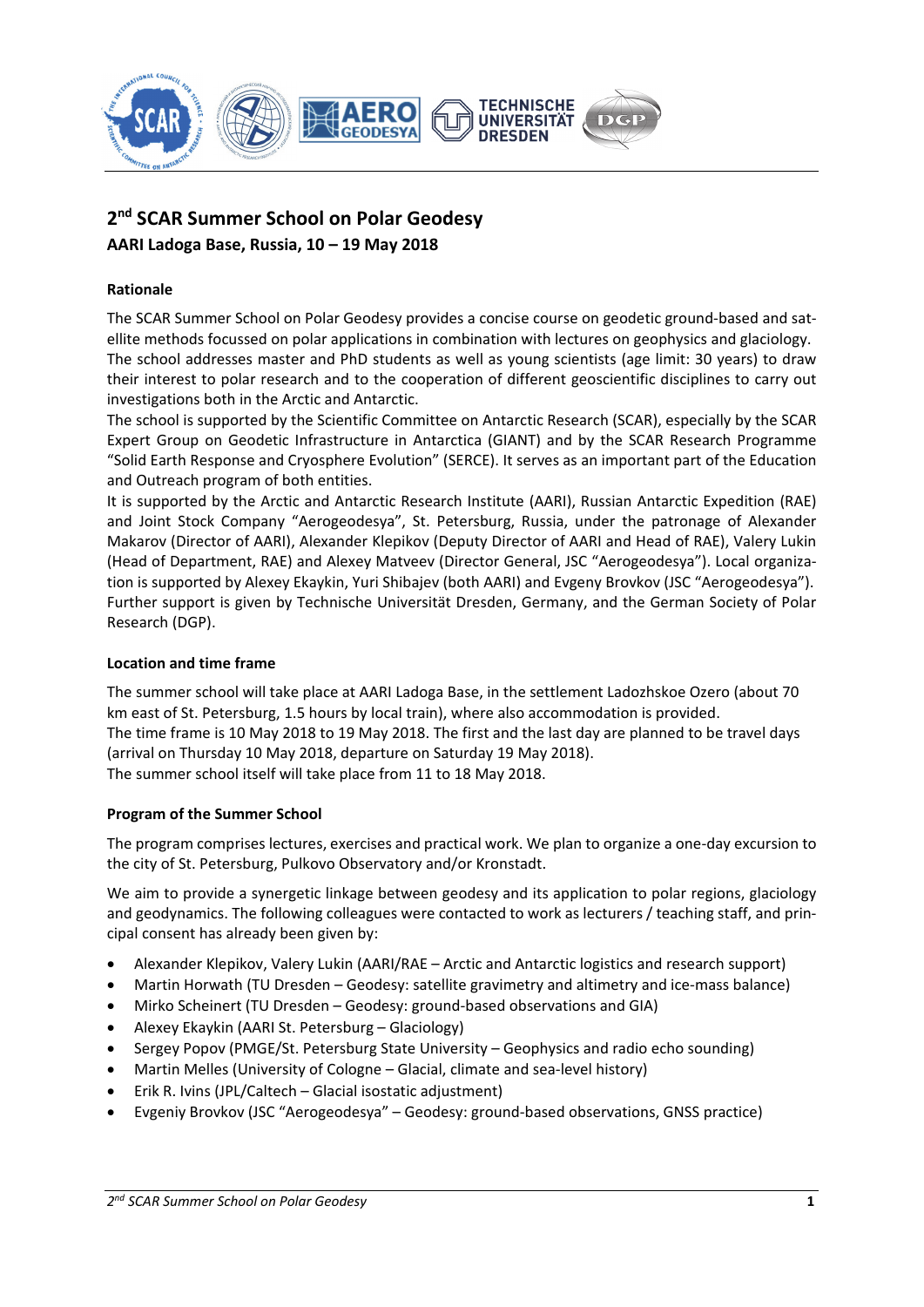# 2nd SCAR Summer School on Polar Geodesy

## AARI Ladoga Base, Russia, 10 – 19 May 2018

### Rationale

The SCAR Summer School on Polar Geodesy provides a concise course on geodetic ground-based and satellite methods focussed on polar applications in combination with lectures on geophysics and glaciology. The school addresses master and PhD students as well as young scientists (age limit: 30 years) to draw their interest to polar research and to the cooperation of different geoscientific disciplines to carry out investigations both in the Arctic and Antarctic.

The school is supported by the Scientific Committee on Antarctic Research (SCAR), especially by the SCAR Expert Group on Geodetic Infrastructure in Antarctica (GIANT) and by the SCAR Research Programme "Solid Earth Response and Cryosphere Evolution" (SERCE). It serves as an important part of the Education and Outreach program of both entities.

It is supported by the Arctic and Antarctic Research Institute (AARI), Russian Antarctic Expedition (RAE) and Joint Stock Company "Aerogeodesya", St. Petersburg, Russia, under the patronage of Alexander Makarov (Director of AARI), Alexander Klepikov (Deputy Director of AARI and Head of RAE), Valery Lukin (Head of Department, RAE) and Alexey Matveev (Director General, JSC "Aerogeodesya"). Local organization is supported by Alexey Ekaykin, Yuri Shibajev (both AARI) and Evgeny Brovkov (JSC "Aerogeodesya"). Further support is given by Technische Universität Dresden, Germany, and the German Society of Polar Research (DGP).

### Location and time frame

The summer school will take place at AARI Ladoga Base, in the settlement Ladozhskoe Ozero (about 70 km east of St. Petersburg, 1.5 hours by local train), where also accommodation is provided.

The time frame is 10 May 2018 to 19 May 2018. The first and the last day are planned to be travel days (arrival on Thursday 10 May 2018, departure on Saturday 19 May 2018).

The summer school itself will take place from 11 to 18 May 2018.

### Program of the Summer School

The program comprises lectures, exercises and practical work. We plan to organize a one-day excursion to the city of St. Petersburg, Pulkovo Observatory and/or Kronstadt.

We aim to provide a synergetic linkage between geodesy and its application to polar regions, glaciology and geodynamics. The following colleagues were contacted to work as lecturers / teaching staff, and principal consent has already been given by:

- Alexander Klepikov, Valery Lukin (AARI/RAE – Arctic and Antarctic logistics and research support)
- Martin Horwath (TU Dresden – Geodesy: satellite gravimetry and altimetry and ice-mass balance)
- Mirko Scheinert (TU Dresden – Geodesy: ground-based observations and GIA)
- Alexey Ekaykin (AARI St. Petersburg – Glaciology)
- Sergey Popov (PMGE/St. Petersburg State University – Geophysics and radio echo sounding)
- Martin Melles (University of Cologne – Glacial, climate and sea-level history)
- Erik R. Ivins (JPL/Caltech – Glacial isostatic adjustment)
- Evgeniy Brovkov (JSC "Aerogeodesya" – Geodesy: ground-based observations, GNSS practice)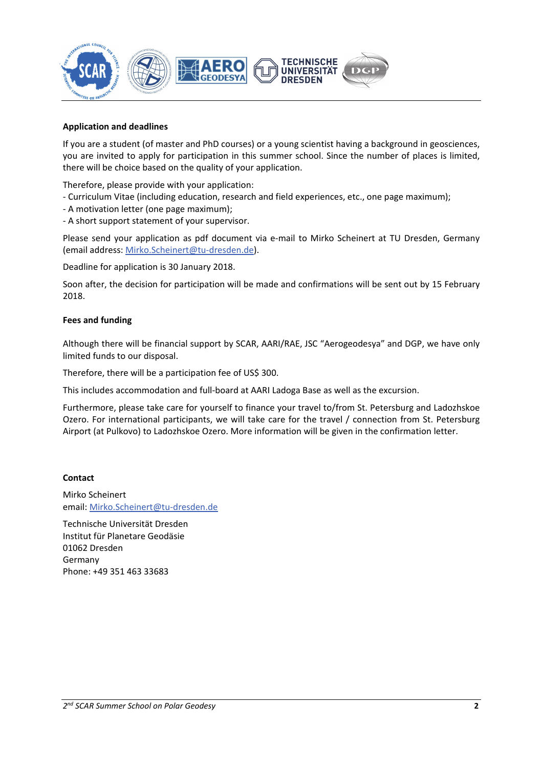**Application and deadlines**

If you are a student (of master and PhD courses) or a young scientist having a background in geosciences, you are invited to apply for participation in this summer school. Since the number of places is limited, there will be choice based on the quality of your application.

Therefore, please provide with your application:
- Curriculum Vitae (including education, research and field experiences, etc., one page maximum);
- A motivation letter (one page maximum);
- A short support statement of your supervisor.

Please send your application as pdf document via e-mail to Mirko Scheinert at TU Dresden, Germany (email address: Mirko.Scheinert@tu-dresden.de).

Deadline for application is 30 January 2018.

Soon after, the decision for participation will be made and confirmations will be sent out by 15 February 2018.

**Fees and funding**

Although there will be financial support by SCAR, AARI/RAE, JSC "Aerogeodesya" and DGP, we have only limited funds to our disposal.

Therefore, there will be a participation fee of US$ 300.

This includes accommodation and full-board at AARI Ladoga Base as well as the excursion.

Furthermore, please take care for yourself to finance your travel to/from St. Petersburg and Ladozhskoe Ozero. For international participants, we will take care for the travel / connection from St. Petersburg Airport (at Pulkovo) to Ladozhskoe Ozero. More information will be given in the confirmation letter.

**Contact**

Mirko Scheinert
email: Mirko.Scheinert@tu-dresden.de

Technische Universität Dresden
Institut für Planetare Geodäsie
01062 Dresden
Germany
Phone: +49 351 463 33683